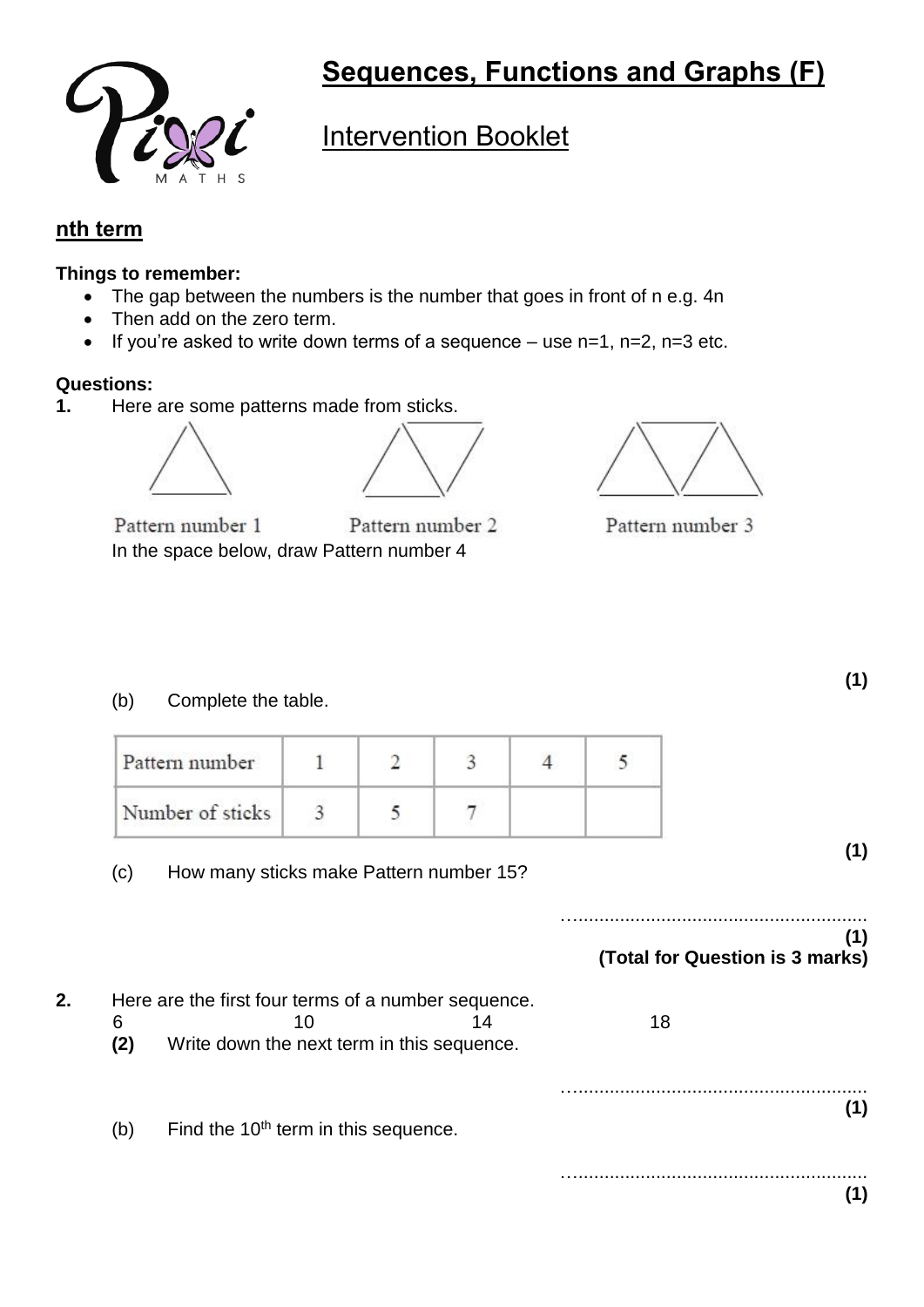# Sequences, Functions and Graphs (F)

## Intervention Booklet

### nth term

**Things to remember:**

- The gap between the numbers is the number that goes in front of n e.g. 4n
- Then add on the zero term.
- If you're asked to write down terms of a sequence – use n=1, n=2, n=3 etc.

**Questions:**

**1.** Here are some patterns made from sticks.

Pattern number 1 Pattern number 2 Pattern number 3

In the space below, draw Pattern number 4

**(1)**

(b) Complete the table.

| Pattern number | 1 | 2 | 3 | 4 | 5 |
|---|---|---|---|---|---|
| Number of sticks | 3 | 5 | 7 | | |

**(1)**

(c) How many sticks make Pattern number 15?

.........................................................

**(1)**

**(Total for Question is 3 marks)**

**2.** Here are the first four terms of a number sequence.

6 10 14 18

**(2)** Write down the next term in this sequence.

.........................................................

**(1)**

(b) Find the 10th term in this sequence.

.........................................................

**(1)**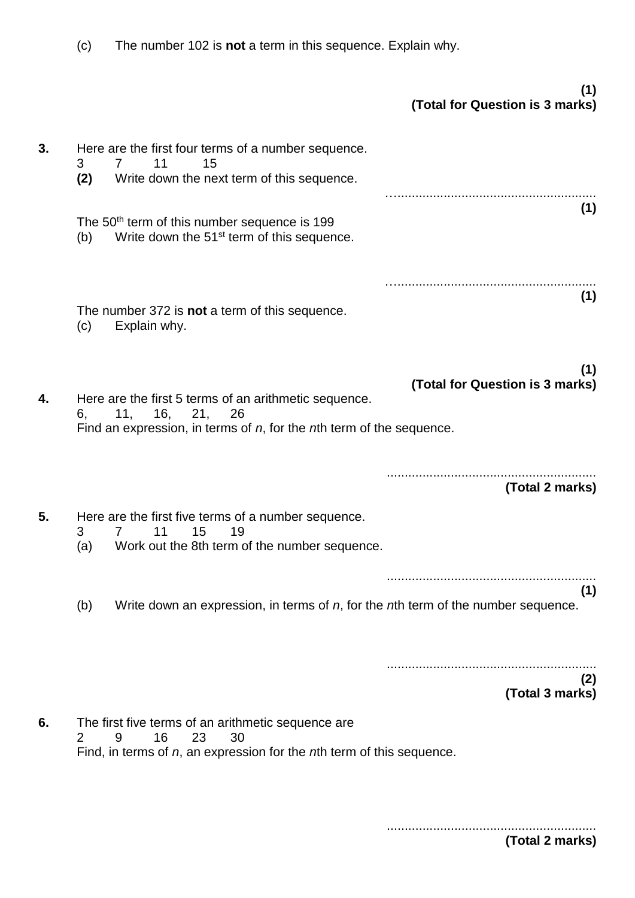(c) The number 102 is **not** a term in this sequence. Explain why.

**(1)**
**(Total for Question is 3 marks)**

**3.** Here are the first four terms of a number sequence.

3 7 11 15

**(2)** Write down the next term of this sequence.

..........................................................
**(1)**

The 50th term of this number sequence is 199

(b) Write down the 51st term of this sequence.

..........................................................
**(1)**

The number 372 is **not** a term of this sequence.

(c) Explain why.

**(1)**
**(Total for Question is 3 marks)**

**4.** Here are the first 5 terms of an arithmetic sequence.

6, 11, 16, 21, 26

Find an expression, in terms of *n*, for the *n*th term of the sequence.

..........................................................
**(Total 2 marks)**

**5.** Here are the first five terms of a number sequence.

3 7 11 15 19

(a) Work out the 8th term of the number sequence.

..........................................................
**(1)**

(b) Write down an expression, in terms of *n*, for the *n*th term of the number sequence.

..........................................................
**(2)**
**(Total 3 marks)**

**6.** The first five terms of an arithmetic sequence are

2 9 16 23 30

Find, in terms of *n*, an expression for the *n*th term of this sequence.

..........................................................
**(Total 2 marks)**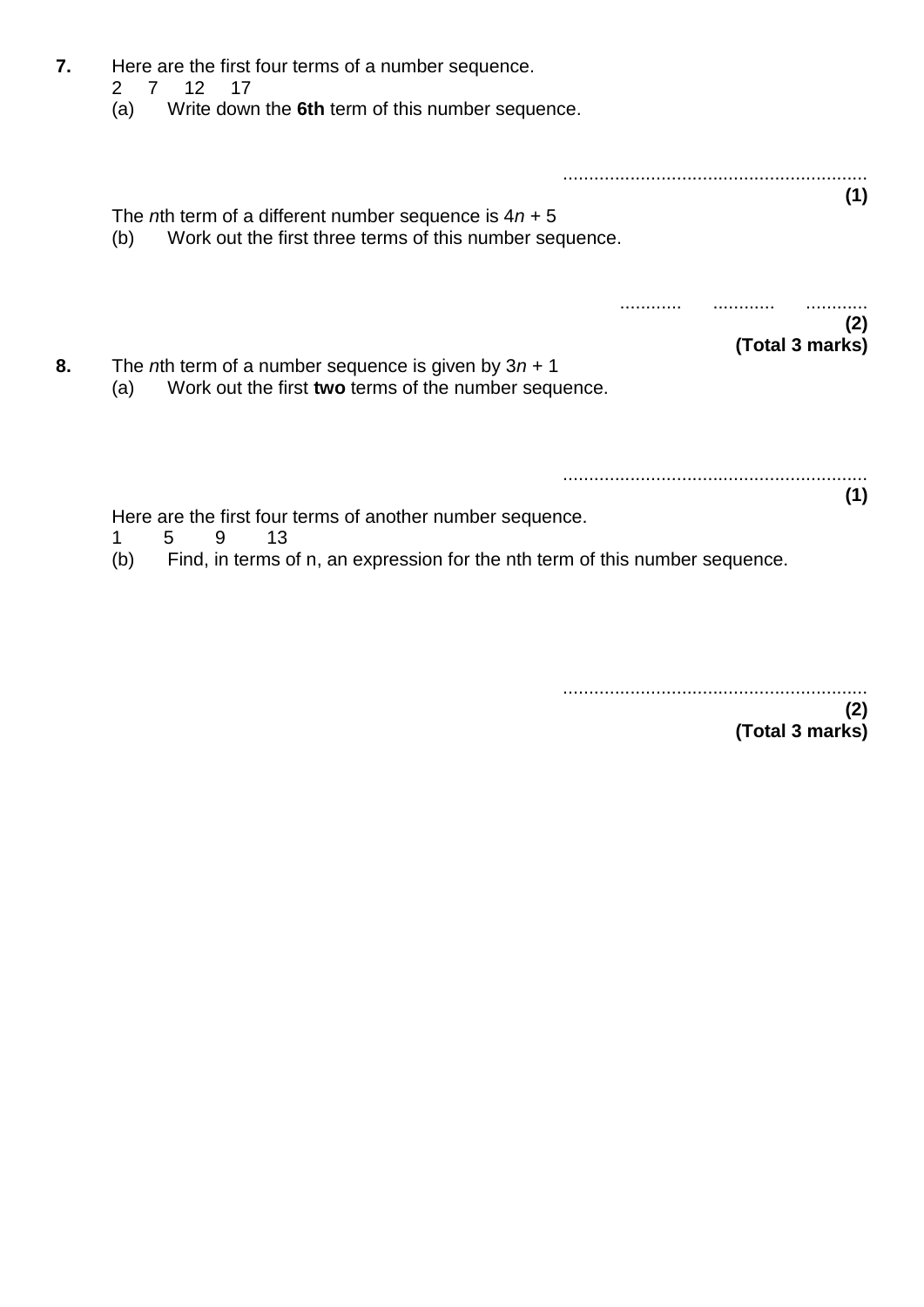**7.** Here are the first four terms of a number sequence.

2 &nbsp;&nbsp; 7 &nbsp;&nbsp; 12 &nbsp;&nbsp; 17

(a) Write down the **6th** term of this number sequence.

..........................................................
**(1)**

The *n*th term of a different number sequence is $4n + 5$

(b) Work out the first three terms of this number sequence.

............ &nbsp;&nbsp; ............ &nbsp;&nbsp; ............
**(2)**
**(Total 3 marks)**

**8.** The *n*th term of a number sequence is given by $3n + 1$

(a) Work out the first **two** terms of the number sequence.

..........................................................
**(1)**

Here are the first four terms of another number sequence.

1 &nbsp;&nbsp; 5 &nbsp;&nbsp; 9 &nbsp;&nbsp; 13

(b) Find, in terms of n, an expression for the nth term of this number sequence.

..........................................................
**(2)**
**(Total 3 marks)**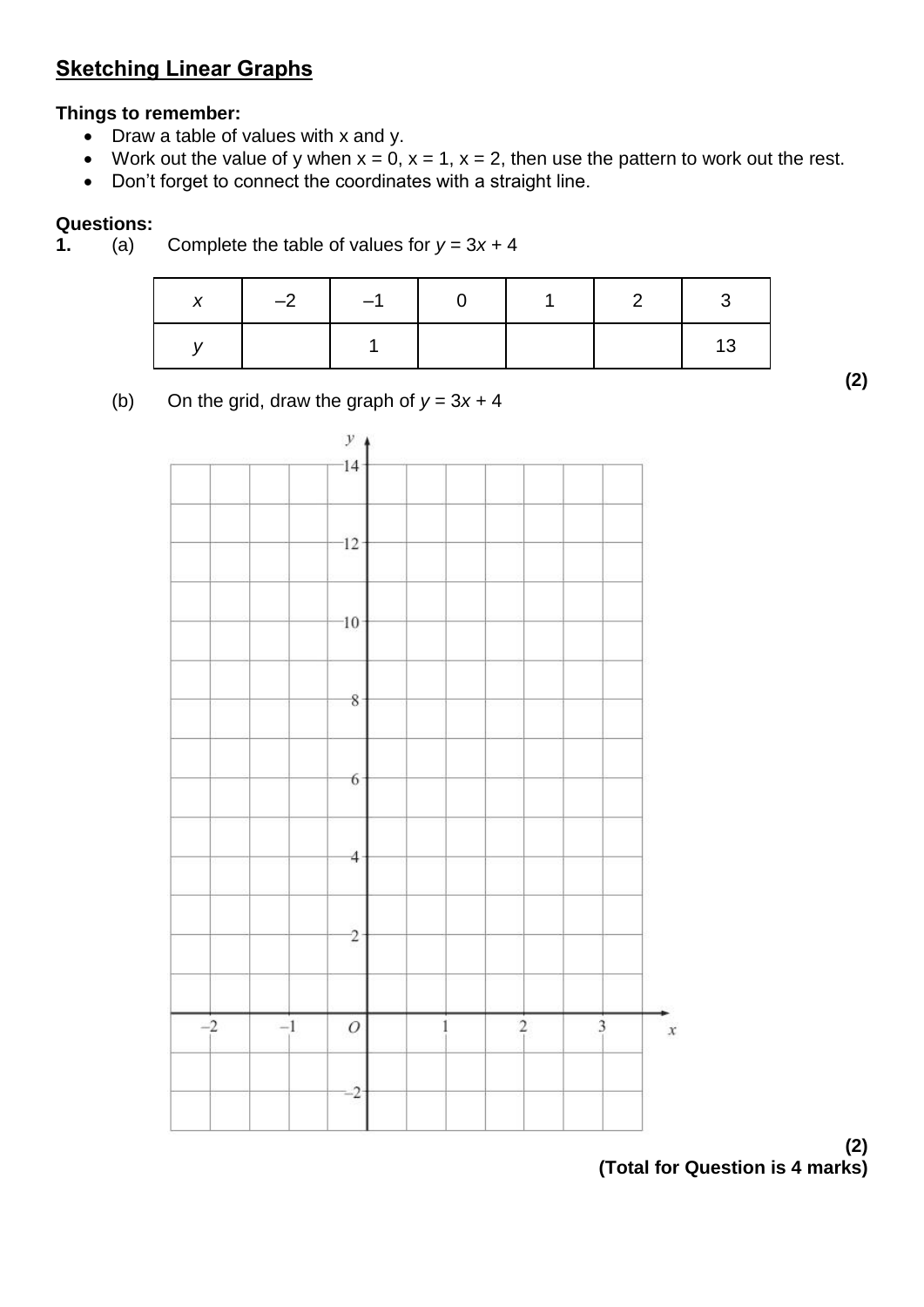## Sketching Linear Graphs

**Things to remember:**

- Draw a table of values with x and y.
- Work out the value of y when x = 0, x = 1, x = 2, then use the pattern to work out the rest.
- Don't forget to connect the coordinates with a straight line.

**Questions:**

**1.** (a) Complete the table of values for $y = 3x + 4$

| $x$ | –2 | –1 | 0 | 1 | 2 | 3 |
|---|---|---|---|---|---|---|
| $y$ | | 1 | | | | 13 |

**(2)**

(b) On the grid, draw the graph of $y = 3x + 4$

**(2)**

**(Total for Question is 4 marks)**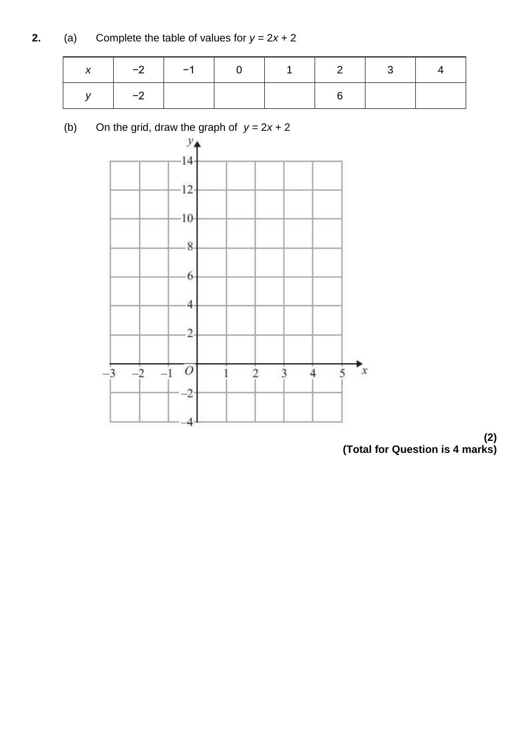**2.** (a) Complete the table of values for $y = 2x + 2$

| $x$ | −2 | −1 | 0 | 1 | 2 | 3 | 4 |
|---|---|---|---|---|---|---|---|
| $y$ | −2 | | | | 6 | | |

(b) On the grid, draw the graph of $y = 2x + 2$

**(2)**

**(Total for Question is 4 marks)**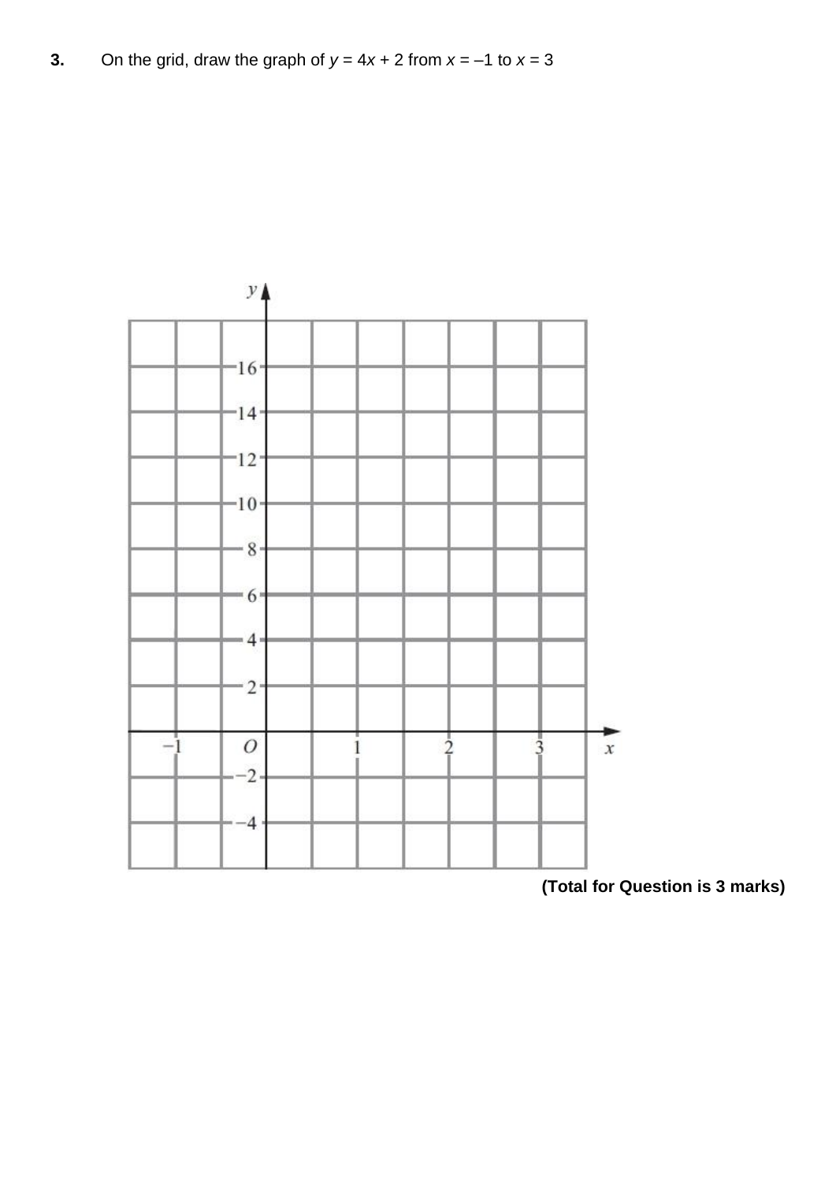**3.** On the grid, draw the graph of $y = 4x + 2$ from $x = -1$ to $x = 3$

**(Total for Question is 3 marks)**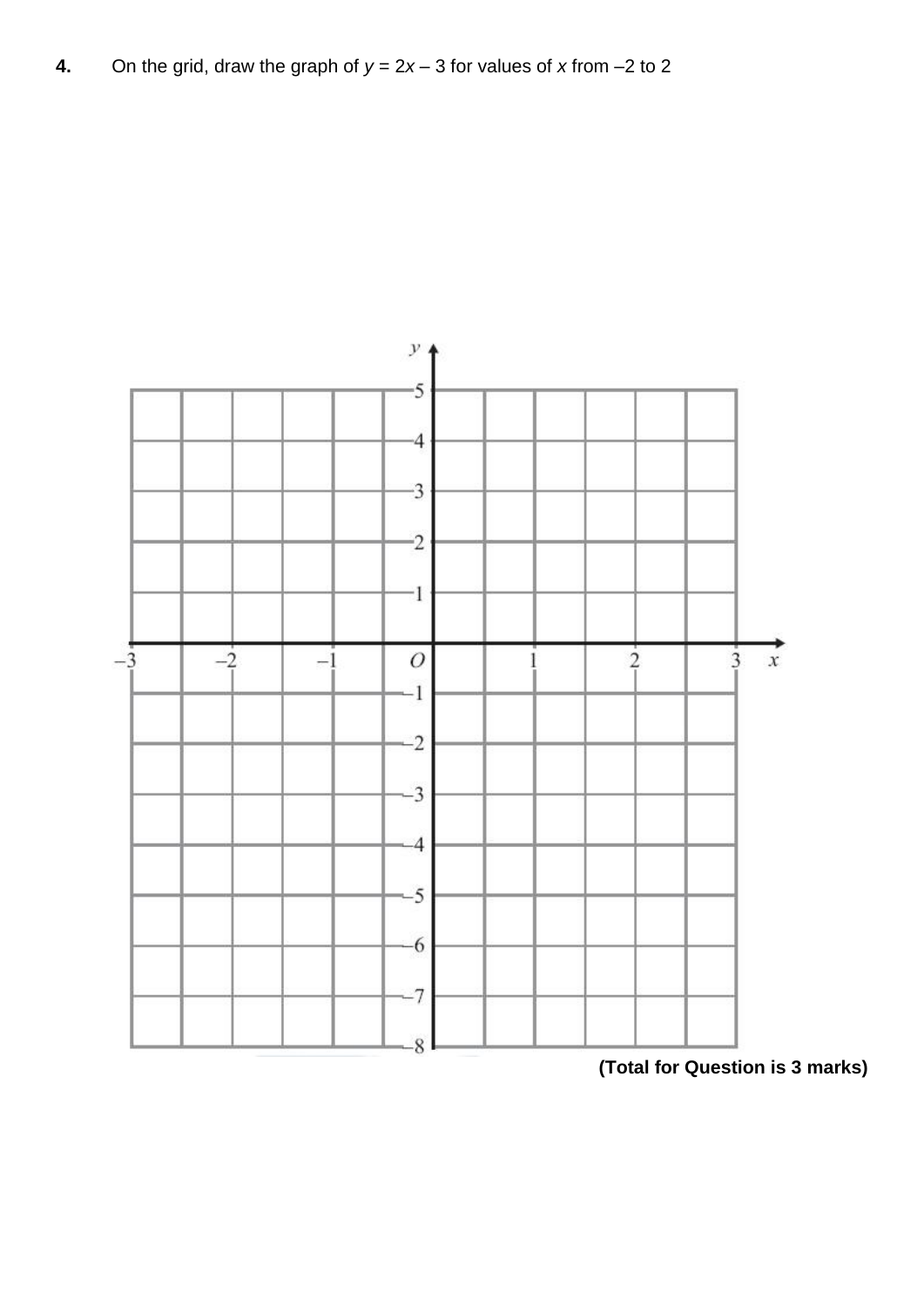**4.** On the grid, draw the graph of $y = 2x - 3$ for values of $x$ from $-2$ to $2$

**(Total for Question is 3 marks)**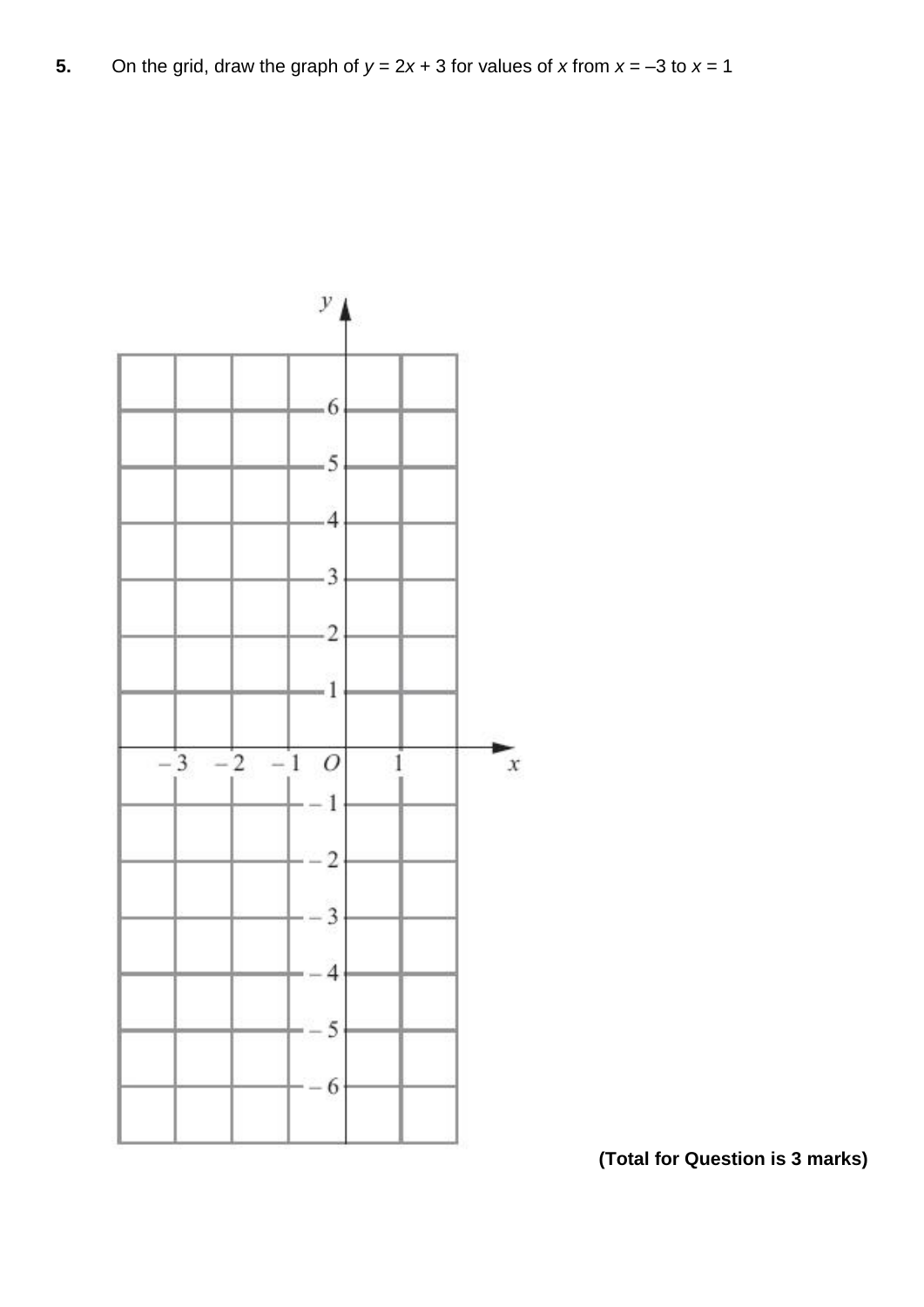**5.** On the grid, draw the graph of $y = 2x + 3$ for values of $x$ from $x = –3$ to $x = 1$

**(Total for Question is 3 marks)**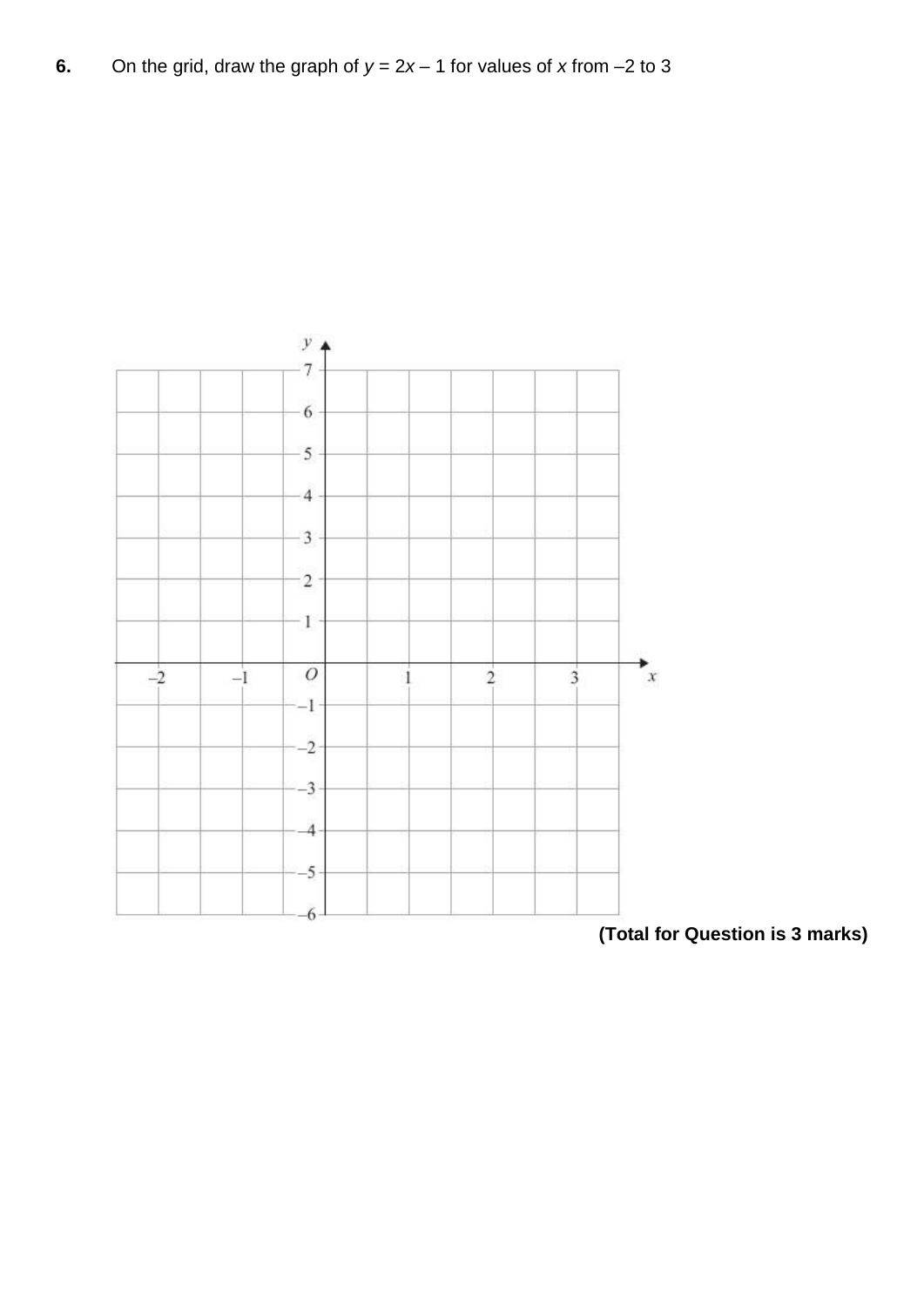**6.** On the grid, draw the graph of $y = 2x - 1$ for values of $x$ from $-2$ to 3

**(Total for Question is 3 marks)**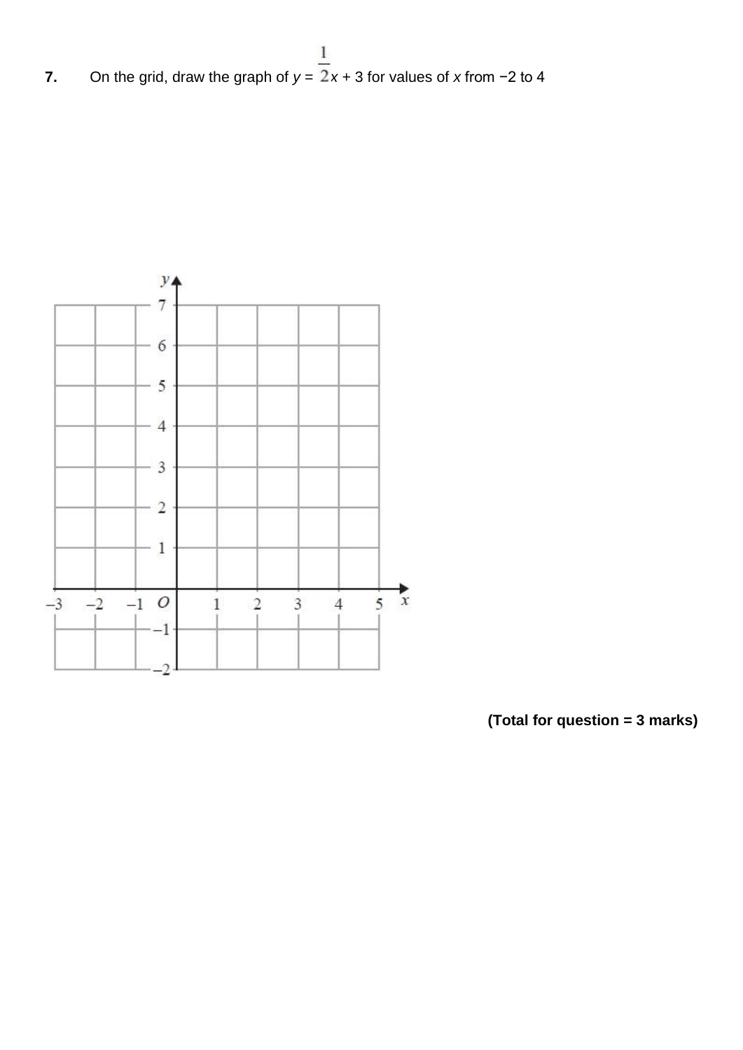**7.** On the grid, draw the graph of $y = \frac{1}{2}x + 3$ for values of $x$ from −2 to 4

**(Total for question = 3 marks)**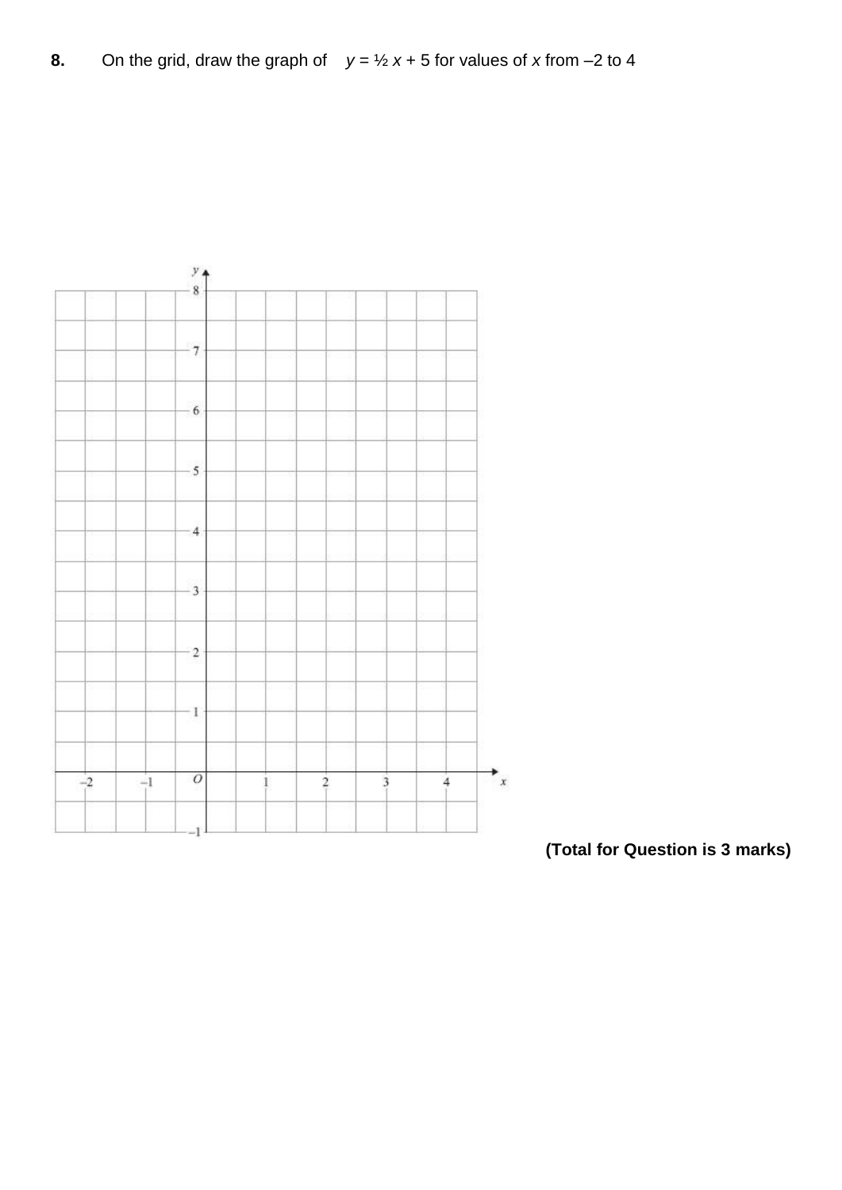**8.** On the grid, draw the graph of $y = \frac{1}{2}x + 5$ for values of $x$ from –2 to 4

**(Total for Question is 3 marks)**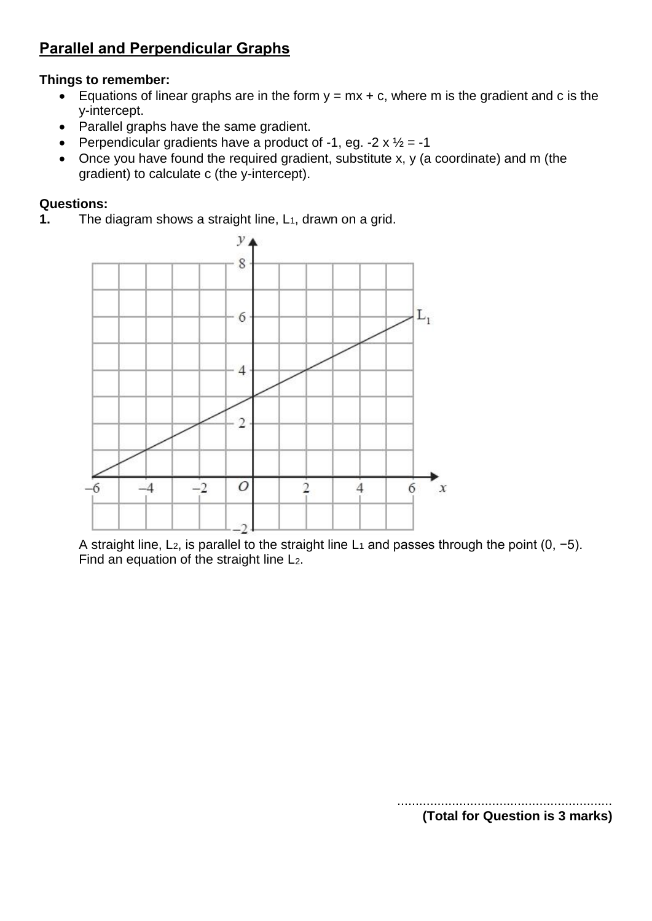## Parallel and Perpendicular Graphs

**Things to remember:**

- Equations of linear graphs are in the form $y = mx + c$, where m is the gradient and c is the y-intercept.
- Parallel graphs have the same gradient.
- Perpendicular gradients have a product of -1, eg. $-2 \times \frac{1}{2} = -1$
- Once you have found the required gradient, substitute x, y (a coordinate) and m (the gradient) to calculate c (the y-intercept).

**Questions:**

**1.** The diagram shows a straight line, $L_1$, drawn on a grid.

A straight line, $L_2$, is parallel to the straight line $L_1$ and passes through the point $(0, -5)$.
Find an equation of the straight line $L_2$.

..........................................................

**(Total for Question is 3 marks)**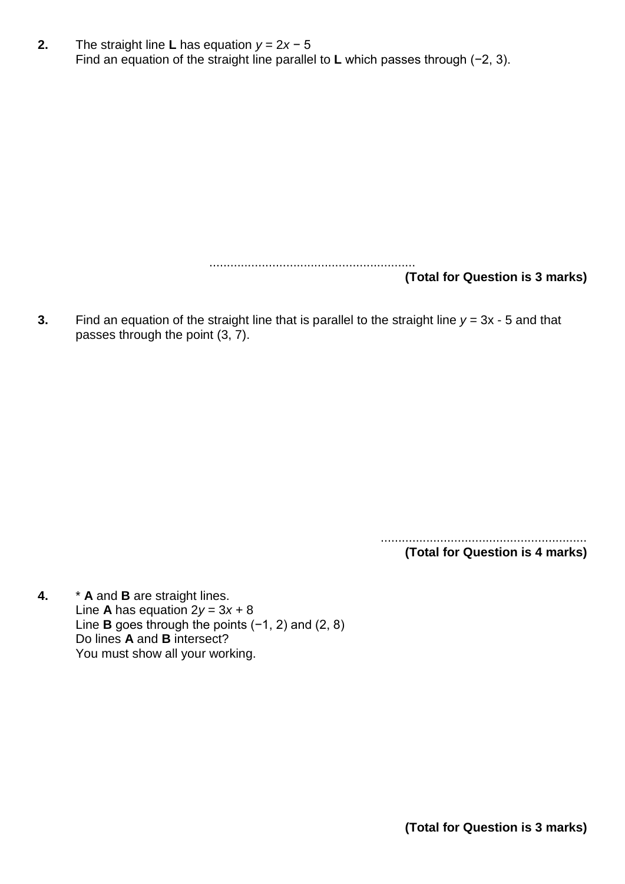**2.** The straight line **L** has equation $y = 2x - 5$
Find an equation of the straight line parallel to **L** which passes through $(-2, 3)$.

..........................................................

**(Total for Question is 3 marks)**

**3.** Find an equation of the straight line that is parallel to the straight line $y = 3x - 5$ and that passes through the point $(3, 7)$.

..........................................................

**(Total for Question is 4 marks)**

**4.** * **A** and **B** are straight lines.
Line **A** has equation $2y = 3x + 8$
Line **B** goes through the points $(-1, 2)$ and $(2, 8)$
Do lines **A** and **B** intersect?
You must show all your working.

**(Total for Question is 3 marks)**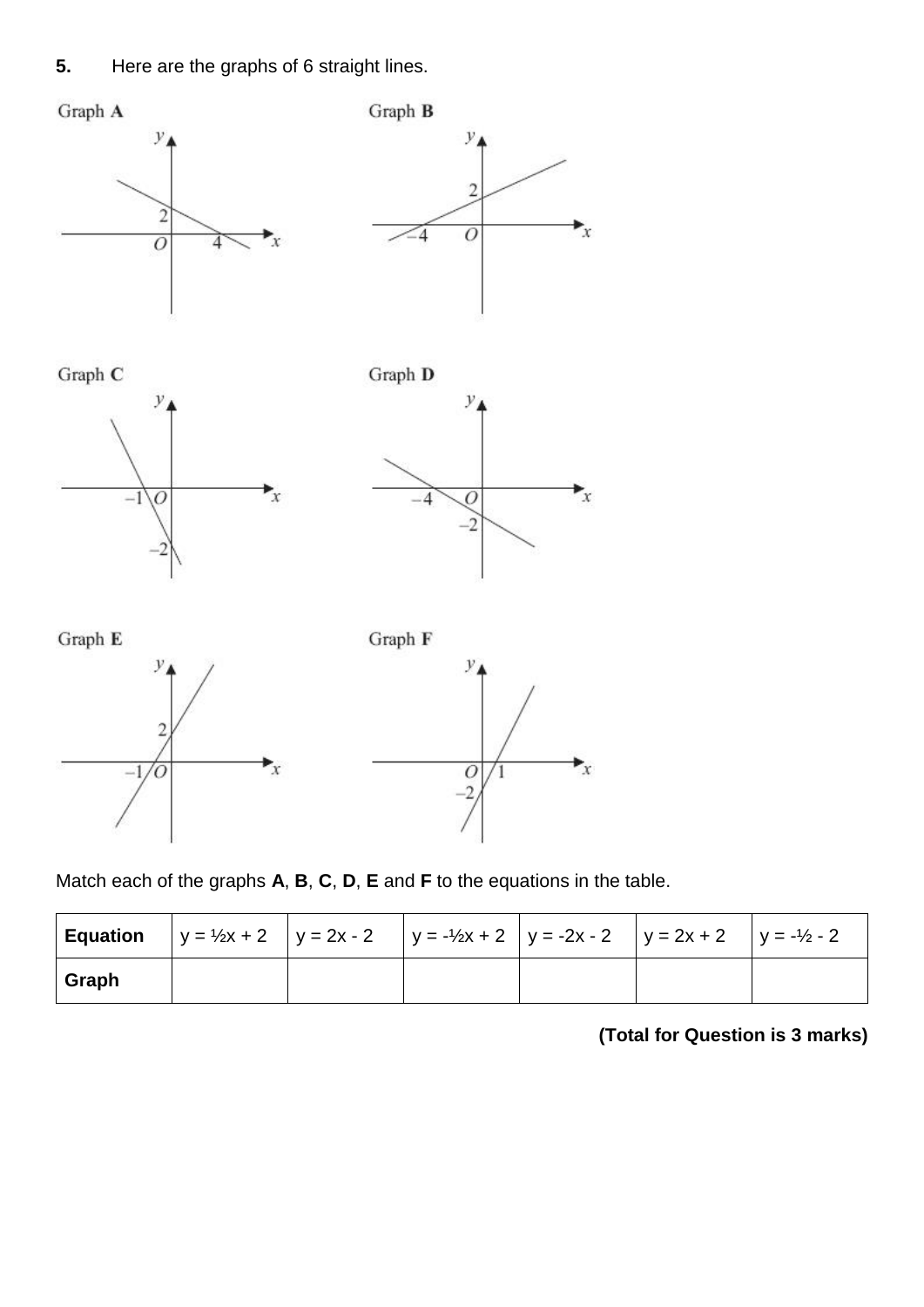**5.** Here are the graphs of 6 straight lines.

Graph **A**

$y$

2

$O$

4

$x$

Graph **B**

$y$

2

$-4$

$O$

$x$

Graph **C**

$y$

$-1$

$O$

$-2$

$x$

Graph **D**

$y$

$-4$

$O$

$-2$

$x$

Graph **E**

$y$

2

$-1$

$O$

$x$

Graph **F**

$y$

$O$

1

$-2$

$x$

Match each of the graphs **A**, **B**, **C**, **D**, **E** and **F** to the equations in the table.

| **Equation** | $y = \frac{1}{2}x + 2$ | $y = 2x - 2$ | $y = -\frac{1}{2}x + 2$ | $y = -2x - 2$ | $y = 2x + 2$ | $y = -\frac{1}{2} - 2$ |
|---|---|---|---|---|---|---|
| **Graph** | | | | | | |

**(Total for Question is 3 marks)**